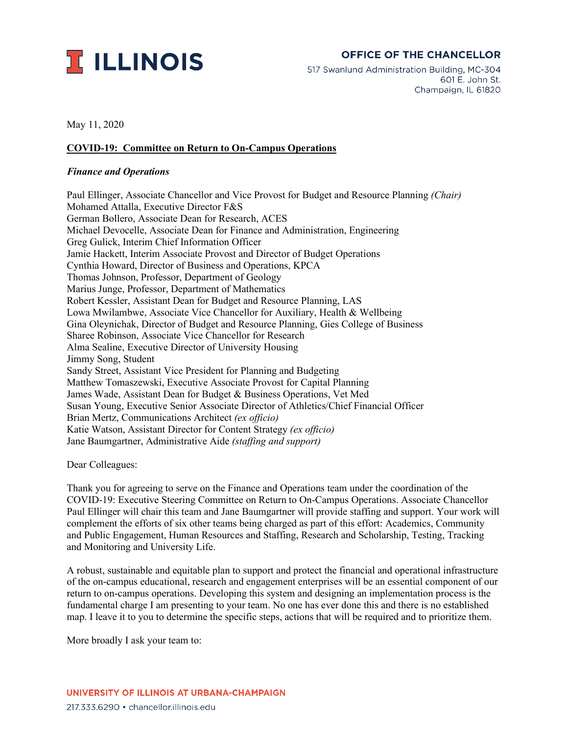**ILLINOIS**

**OFFICE OF THE CHANCELLOR**
517 Swanlund Administration Building, MC-304
601 E. John St.
Champaign, IL 61820

May 11, 2020

**COVID-19: Committee on Return to On-Campus Operations**

***Finance and Operations***

Paul Ellinger, Associate Chancellor and Vice Provost for Budget and Resource Planning *(Chair)*
Mohamed Attalla, Executive Director F&S
German Bollero, Associate Dean for Research, ACES
Michael Devocelle, Associate Dean for Finance and Administration, Engineering
Greg Gulick, Interim Chief Information Officer
Jamie Hackett, Interim Associate Provost and Director of Budget Operations
Cynthia Howard, Director of Business and Operations, KPCA
Thomas Johnson, Professor, Department of Geology
Marius Junge, Professor, Department of Mathematics
Robert Kessler, Assistant Dean for Budget and Resource Planning, LAS
Lowa Mwilambwe, Associate Vice Chancellor for Auxiliary, Health & Wellbeing
Gina Oleynichak, Director of Budget and Resource Planning, Gies College of Business
Sharee Robinson, Associate Vice Chancellor for Research
Alma Sealine, Executive Director of University Housing
Jimmy Song, Student
Sandy Street, Assistant Vice President for Planning and Budgeting
Matthew Tomaszewski, Executive Associate Provost for Capital Planning
James Wade, Assistant Dean for Budget & Business Operations, Vet Med
Susan Young, Executive Senior Associate Director of Athletics/Chief Financial Officer
Brian Mertz, Communications Architect *(ex officio)*
Katie Watson, Assistant Director for Content Strategy *(ex officio)*
Jane Baumgartner, Administrative Aide *(staffing and support)*

Dear Colleagues:

Thank you for agreeing to serve on the Finance and Operations team under the coordination of the COVID-19: Executive Steering Committee on Return to On-Campus Operations. Associate Chancellor Paul Ellinger will chair this team and Jane Baumgartner will provide staffing and support. Your work will complement the efforts of six other teams being charged as part of this effort: Academics, Community and Public Engagement, Human Resources and Staffing, Research and Scholarship, Testing, Tracking and Monitoring and University Life.

A robust, sustainable and equitable plan to support and protect the financial and operational infrastructure of the on-campus educational, research and engagement enterprises will be an essential component of our return to on-campus operations. Developing this system and designing an implementation process is the fundamental charge I am presenting to your team. No one has ever done this and there is no established map. I leave it to you to determine the specific steps, actions that will be required and to prioritize them.

More broadly I ask your team to: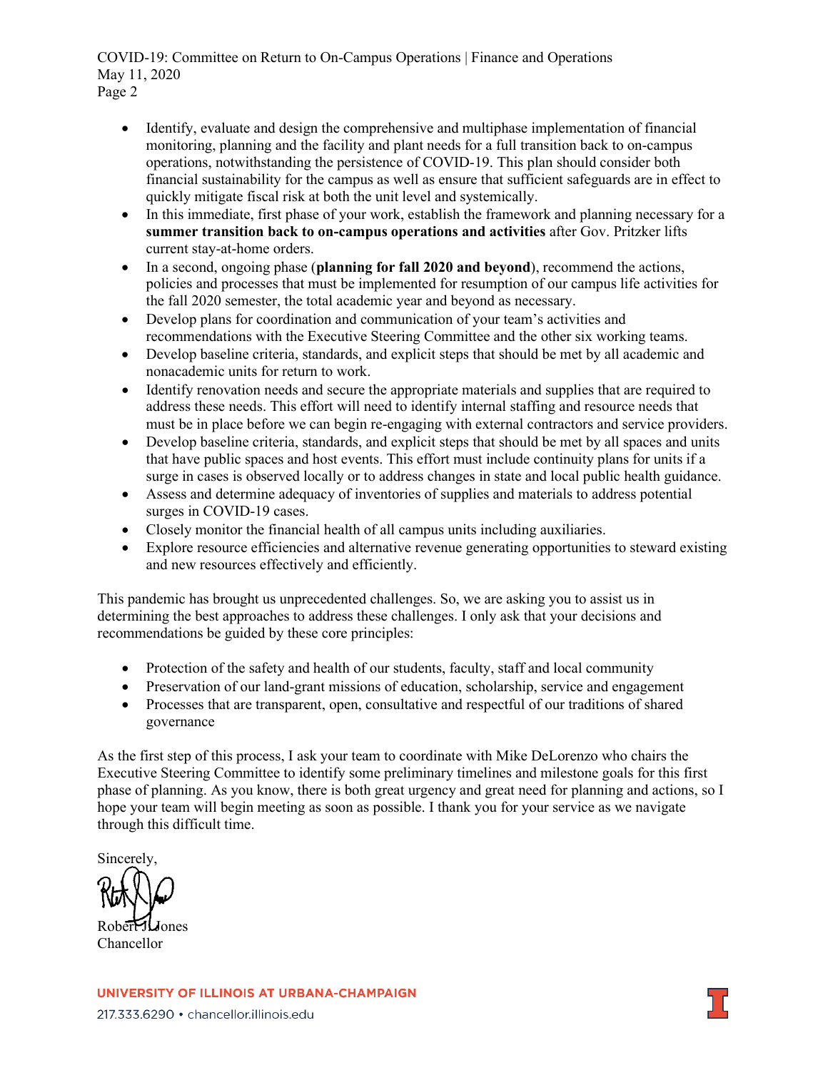- Identify, evaluate and design the comprehensive and multiphase implementation of financial monitoring, planning and the facility and plant needs for a full transition back to on-campus operations, notwithstanding the persistence of COVID-19. This plan should consider both financial sustainability for the campus as well as ensure that sufficient safeguards are in effect to quickly mitigate fiscal risk at both the unit level and systemically.
- In this immediate, first phase of your work, establish the framework and planning necessary for a **summer transition back to on-campus operations and activities** after Gov. Pritzker lifts current stay-at-home orders.
- In a second, ongoing phase (**planning for fall 2020 and beyond**), recommend the actions, policies and processes that must be implemented for resumption of our campus life activities for the fall 2020 semester, the total academic year and beyond as necessary.
- Develop plans for coordination and communication of your team's activities and recommendations with the Executive Steering Committee and the other six working teams.
- Develop baseline criteria, standards, and explicit steps that should be met by all academic and nonacademic units for return to work.
- Identify renovation needs and secure the appropriate materials and supplies that are required to address these needs. This effort will need to identify internal staffing and resource needs that must be in place before we can begin re-engaging with external contractors and service providers.
- Develop baseline criteria, standards, and explicit steps that should be met by all spaces and units that have public spaces and host events. This effort must include continuity plans for units if a surge in cases is observed locally or to address changes in state and local public health guidance.
- Assess and determine adequacy of inventories of supplies and materials to address potential surges in COVID-19 cases.
- Closely monitor the financial health of all campus units including auxiliaries.
- Explore resource efficiencies and alternative revenue generating opportunities to steward existing and new resources effectively and efficiently.

This pandemic has brought us unprecedented challenges. So, we are asking you to assist us in determining the best approaches to address these challenges. I only ask that your decisions and recommendations be guided by these core principles:

- Protection of the safety and health of our students, faculty, staff and local community
- Preservation of our land-grant missions of education, scholarship, service and engagement
- Processes that are transparent, open, consultative and respectful of our traditions of shared governance

As the first step of this process, I ask your team to coordinate with Mike DeLorenzo who chairs the Executive Steering Committee to identify some preliminary timelines and milestone goals for this first phase of planning. As you know, there is both great urgency and great need for planning and actions, so I hope your team will begin meeting as soon as possible. I thank you for your service as we navigate through this difficult time.

Sincerely,

Robert J. Jones
Chancellor